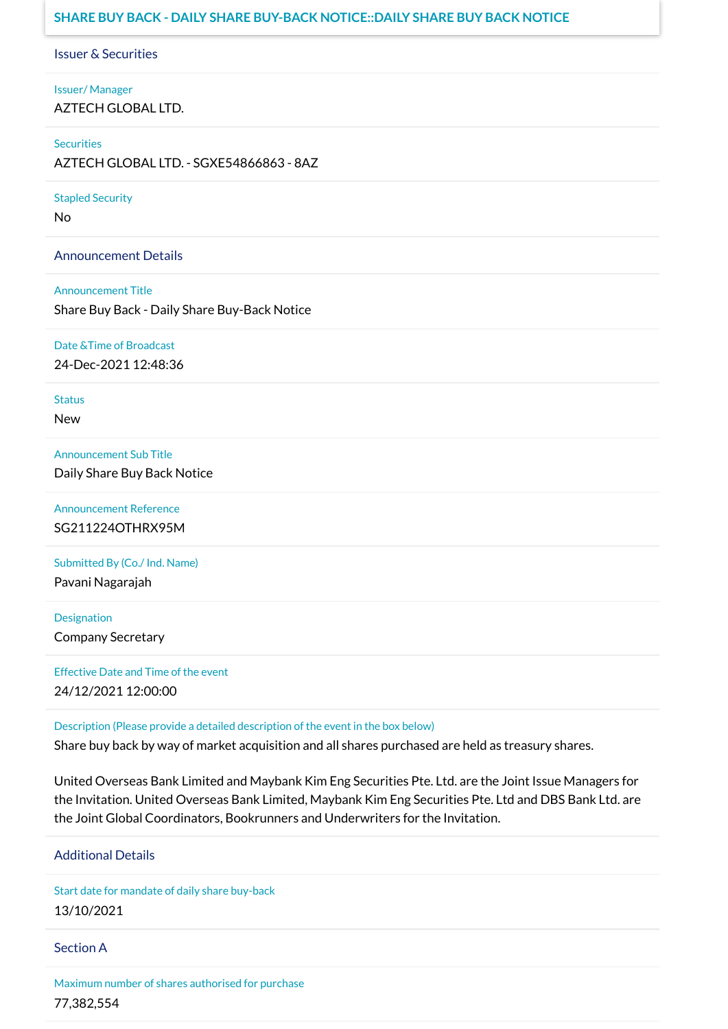# SHARE BUY BACK - DAILY SHARE BUY-BACK NOTICE::DAILY SHARE BUY BACK NOTICE

## Issuer & Securities

**Issuer/ Manager**
AZTECH GLOBAL LTD.

**Securities**
AZTECH GLOBAL LTD. - SGXE54866863 - 8AZ

**Stapled Security**
No

## Announcement Details

**Announcement Title**
Share Buy Back - Daily Share Buy-Back Notice

**Date &Time of Broadcast**
24-Dec-2021 12:48:36

**Status**
New

**Announcement Sub Title**
Daily Share Buy Back Notice

**Announcement Reference**
SG211224OTHRX95M

**Submitted By (Co./ Ind. Name)**
Pavani Nagarajah

**Designation**
Company Secretary

**Effective Date and Time of the event**
24/12/2021 12:00:00

**Description (Please provide a detailed description of the event in the box below)**
Share buy back by way of market acquisition and all shares purchased are held as treasury shares.

United Overseas Bank Limited and Maybank Kim Eng Securities Pte. Ltd. are the Joint Issue Managers for the Invitation. United Overseas Bank Limited, Maybank Kim Eng Securities Pte. Ltd and DBS Bank Ltd. are the Joint Global Coordinators, Bookrunners and Underwriters for the Invitation.

## Additional Details

**Start date for mandate of daily share buy-back**
13/10/2021

## Section A

**Maximum number of shares authorised for purchase**
77,382,554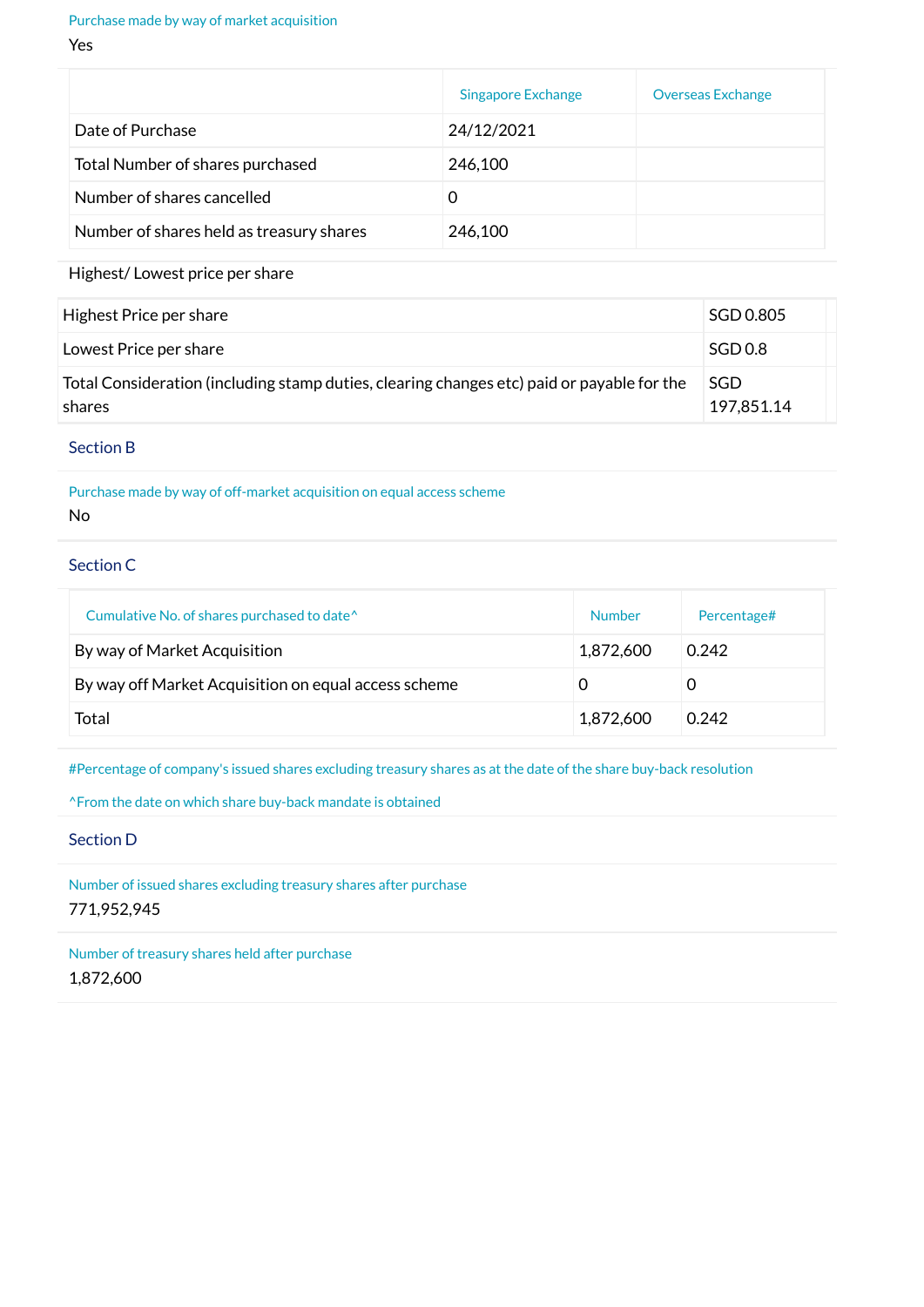Purchase made by way of market acquisition

Yes

| | Singapore Exchange | Overseas Exchange |
|---|---|---|
| Date of Purchase | 24/12/2021 | |
| Total Number of shares purchased | 246,100 | |
| Number of shares cancelled | 0 | |
| Number of shares held as treasury shares | 246,100 | |

Highest/ Lowest price per share

| | |
|---|---|
| Highest Price per share | SGD 0.805 |
| Lowest Price per share | SGD 0.8 |
| Total Consideration (including stamp duties, clearing changes etc) paid or payable for the shares | SGD 197,851.14 |

## Section B

Purchase made by way of off-market acquisition on equal access scheme

No

## Section C

| Cumulative No. of shares purchased to date^ | Number | Percentage# |
|---|---|---|
| By way of Market Acquisition | 1,872,600 | 0.242 |
| By way off Market Acquisition on equal access scheme | 0 | 0 |
| Total | 1,872,600 | 0.242 |

#Percentage of company's issued shares excluding treasury shares as at the date of the share buy-back resolution

^From the date on which share buy-back mandate is obtained

## Section D

Number of issued shares excluding treasury shares after purchase

771,952,945

Number of treasury shares held after purchase

1,872,600